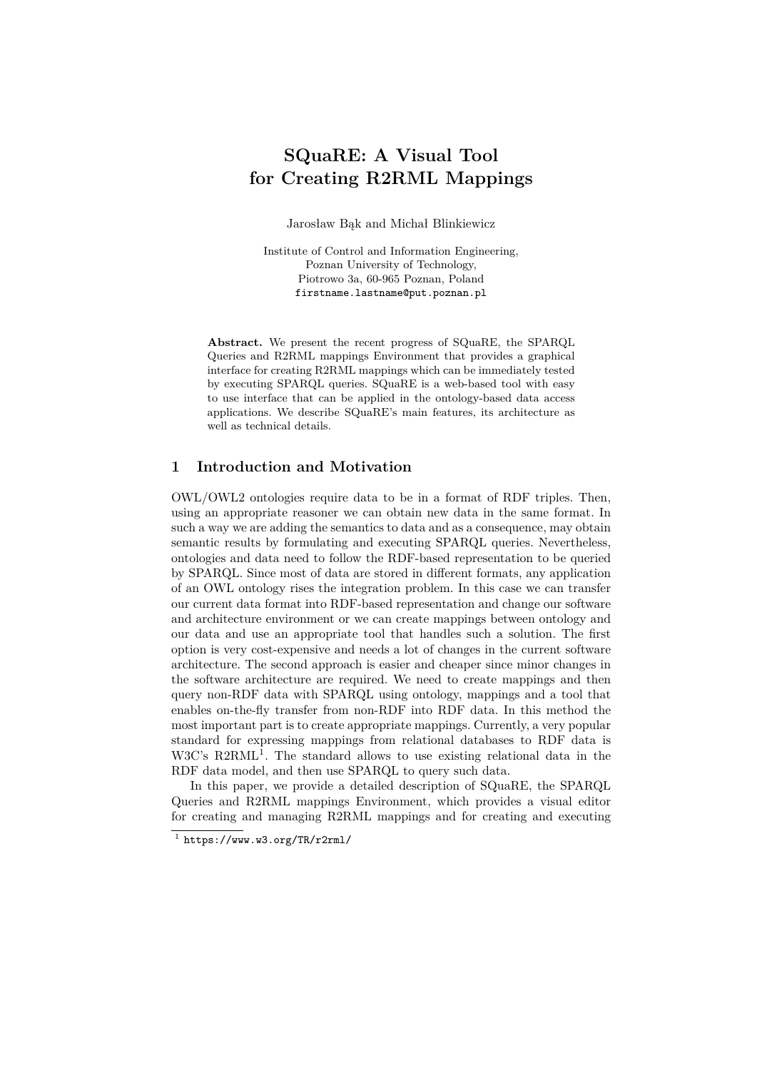# SQuaRE: A Visual Tool for Creating R2RML Mappings

Jarosław Bąk and Michał Blinkiewicz

Institute of Control and Information Engineering,
Poznan University of Technology,
Piotrowo 3a, 60-965 Poznan, Poland
firstname.lastname@put.poznan.pl

**Abstract.** We present the recent progress of SQuaRE, the SPARQL Queries and R2RML mappings Environment that provides a graphical interface for creating R2RML mappings which can be immediately tested by executing SPARQL queries. SQuaRE is a web-based tool with easy to use interface that can be applied in the ontology-based data access applications. We describe SQuaRE's main features, its architecture as well as technical details.

## 1 Introduction and Motivation

OWL/OWL2 ontologies require data to be in a format of RDF triples. Then, using an appropriate reasoner we can obtain new data in the same format. In such a way we are adding the semantics to data and as a consequence, may obtain semantic results by formulating and executing SPARQL queries. Nevertheless, ontologies and data need to follow the RDF-based representation to be queried by SPARQL. Since most of data are stored in different formats, any application of an OWL ontology rises the integration problem. In this case we can transfer our current data format into RDF-based representation and change our software and architecture environment or we can create mappings between ontology and our data and use an appropriate tool that handles such a solution. The first option is very cost-expensive and needs a lot of changes in the current software architecture. The second approach is easier and cheaper since minor changes in the software architecture are required. We need to create mappings and then query non-RDF data with SPARQL using ontology, mappings and a tool that enables on-the-fly transfer from non-RDF into RDF data. In this method the most important part is to create appropriate mappings. Currently, a very popular standard for expressing mappings from relational databases to RDF data is W3C's R2RML[1]. The standard allows to use existing relational data in the RDF data model, and then use SPARQL to query such data.

In this paper, we provide a detailed description of SQuaRE, the SPARQL Queries and R2RML mappings Environment, which provides a visual editor for creating and managing R2RML mappings and for creating and executing

[1] https://www.w3.org/TR/r2rml/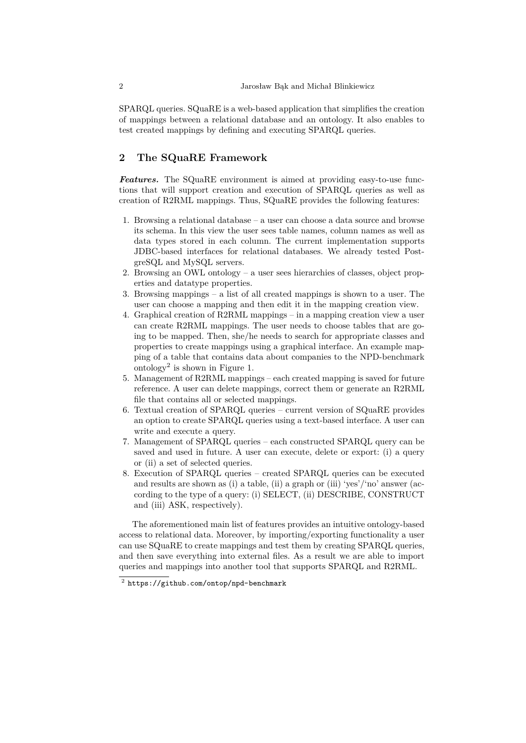SPARQL queries. SQuaRE is a web-based application that simplifies the creation of mappings between a relational database and an ontology. It also enables to test created mappings by defining and executing SPARQL queries.

## 2 The SQuaRE Framework

***Features.*** The SQuaRE environment is aimed at providing easy-to-use functions that will support creation and execution of SPARQL queries as well as creation of R2RML mappings. Thus, SQuaRE provides the following features:

1. Browsing a relational database – a user can choose a data source and browse its schema. In this view the user sees table names, column names as well as data types stored in each column. The current implementation supports JDBC-based interfaces for relational databases. We already tested PostgreSQL and MySQL servers.
2. Browsing an OWL ontology – a user sees hierarchies of classes, object properties and datatype properties.
3. Browsing mappings – a list of all created mappings is shown to a user. The user can choose a mapping and then edit it in the mapping creation view.
4. Graphical creation of R2RML mappings – in a mapping creation view a user can create R2RML mappings. The user needs to choose tables that are going to be mapped. Then, she/he needs to search for appropriate classes and properties to create mappings using a graphical interface. An example mapping of a table that contains data about companies to the NPD-benchmark ontology[2] is shown in Figure 1.
5. Management of R2RML mappings – each created mapping is saved for future reference. A user can delete mappings, correct them or generate an R2RML file that contains all or selected mappings.
6. Textual creation of SPARQL queries – current version of SQuaRE provides an option to create SPARQL queries using a text-based interface. A user can write and execute a query.
7. Management of SPARQL queries – each constructed SPARQL query can be saved and used in future. A user can execute, delete or export: (i) a query or (ii) a set of selected queries.
8. Execution of SPARQL queries – created SPARQL queries can be executed and results are shown as (i) a table, (ii) a graph or (iii) 'yes'/'no' answer (according to the type of a query: (i) SELECT, (ii) DESCRIBE, CONSTRUCT and (iii) ASK, respectively).

The aforementioned main list of features provides an intuitive ontology-based access to relational data. Moreover, by importing/exporting functionality a user can use SQuaRE to create mappings and test them by creating SPARQL queries, and then save everything into external files. As a result we are able to import queries and mappings into another tool that supports SPARQL and R2RML.

[2] https://github.com/ontop/npd-benchmark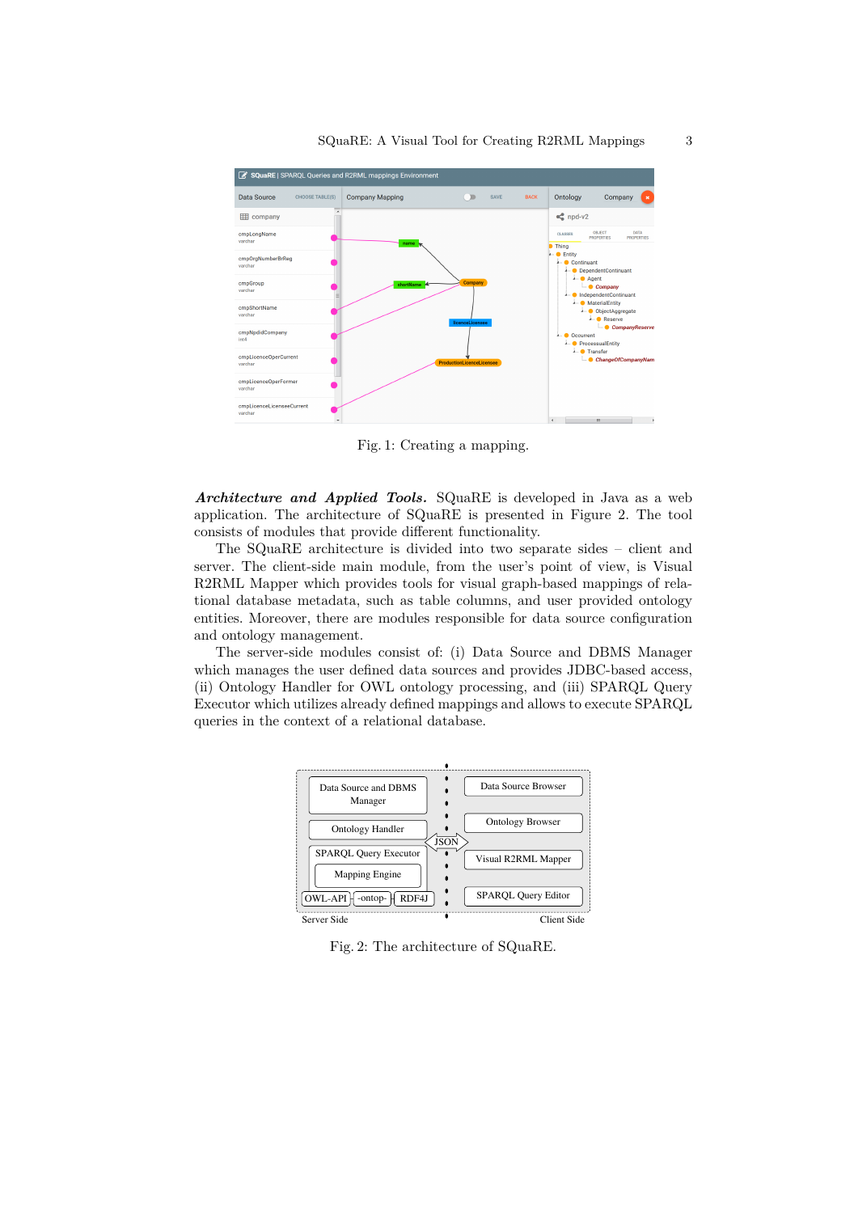Fig. 1: Creating a mapping.

***Architecture and Applied Tools.*** SQuaRE is developed in Java as a web application. The architecture of SQuaRE is presented in Figure 2. The tool consists of modules that provide different functionality.

The SQuaRE architecture is divided into two separate sides – client and server. The client-side main module, from the user's point of view, is Visual R2RML Mapper which provides tools for visual graph-based mappings of relational database metadata, such as table columns, and user provided ontology entities. Moreover, there are modules responsible for data source configuration and ontology management.

The server-side modules consist of: (i) Data Source and DBMS Manager which manages the user defined data sources and provides JDBC-based access, (ii) Ontology Handler for OWL ontology processing, and (iii) SPARQL Query Executor which utilizes already defined mappings and allows to execute SPARQL queries in the context of a relational database.

Fig. 2: The architecture of SQuaRE.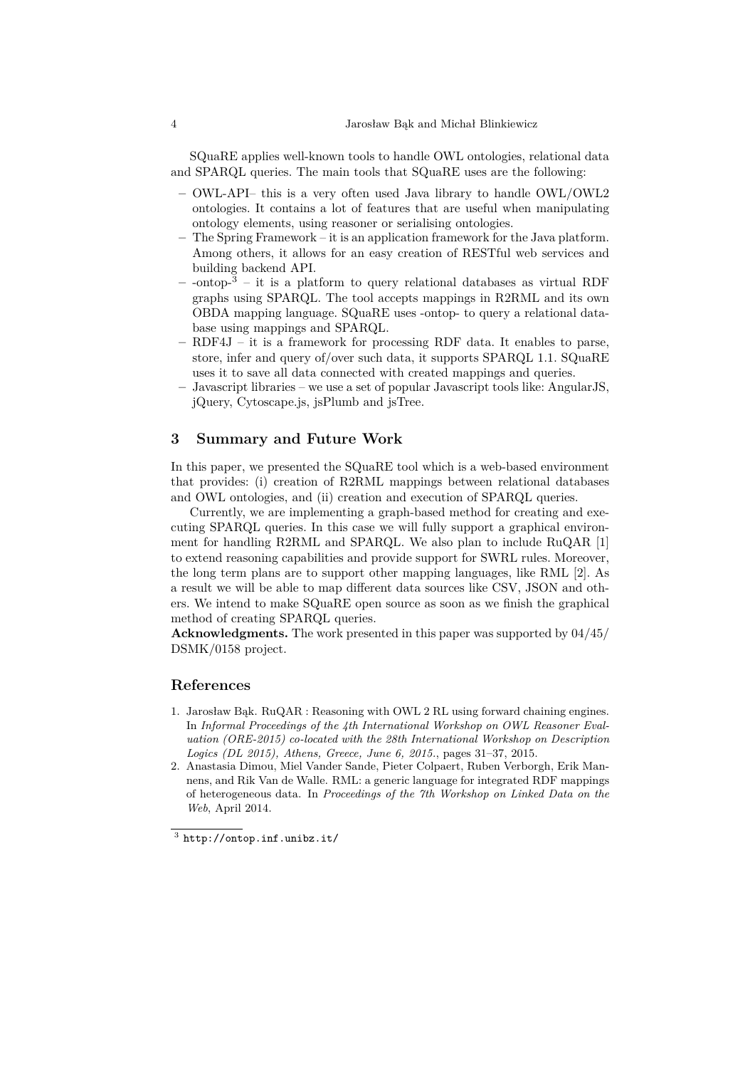SQuaRE applies well-known tools to handle OWL ontologies, relational data and SPARQL queries. The main tools that SQuaRE uses are the following:

- OWL-API– this is a very often used Java library to handle OWL/OWL2 ontologies. It contains a lot of features that are useful when manipulating ontology elements, using reasoner or serialising ontologies.
- The Spring Framework – it is an application framework for the Java platform. Among others, it allows for an easy creation of RESTful web services and building backend API.
- -ontop-[3] – it is a platform to query relational databases as virtual RDF graphs using SPARQL. The tool accepts mappings in R2RML and its own OBDA mapping language. SQuaRE uses -ontop- to query a relational database using mappings and SPARQL.
- RDF4J – it is a framework for processing RDF data. It enables to parse, store, infer and query of/over such data, it supports SPARQL 1.1. SQuaRE uses it to save all data connected with created mappings and queries.
- Javascript libraries – we use a set of popular Javascript tools like: AngularJS, jQuery, Cytoscape.js, jsPlumb and jsTree.

## 3 Summary and Future Work

In this paper, we presented the SQuaRE tool which is a web-based environment that provides: (i) creation of R2RML mappings between relational databases and OWL ontologies, and (ii) creation and execution of SPARQL queries.

Currently, we are implementing a graph-based method for creating and executing SPARQL queries. In this case we will fully support a graphical environment for handling R2RML and SPARQL. We also plan to include RuQAR [1] to extend reasoning capabilities and provide support for SWRL rules. Moreover, the long term plans are to support other mapping languages, like RML [2]. As a result we will be able to map different data sources like CSV, JSON and others. We intend to make SQuaRE open source as soon as we finish the graphical method of creating SPARQL queries.

**Acknowledgments.** The work presented in this paper was supported by 04/45/DSMK/0158 project.

## References

1. Jarosław Bąk. RuQAR : Reasoning with OWL 2 RL using forward chaining engines. In *Informal Proceedings of the 4th International Workshop on OWL Reasoner Evaluation (ORE-2015) co-located with the 28th International Workshop on Description Logics (DL 2015), Athens, Greece, June 6, 2015.*, pages 31–37, 2015.
2. Anastasia Dimou, Miel Vander Sande, Pieter Colpaert, Ruben Verborgh, Erik Mannens, and Rik Van de Walle. RML: a generic language for integrated RDF mappings of heterogeneous data. In *Proceedings of the 7th Workshop on Linked Data on the Web*, April 2014.

[3] http://ontop.inf.unibz.it/